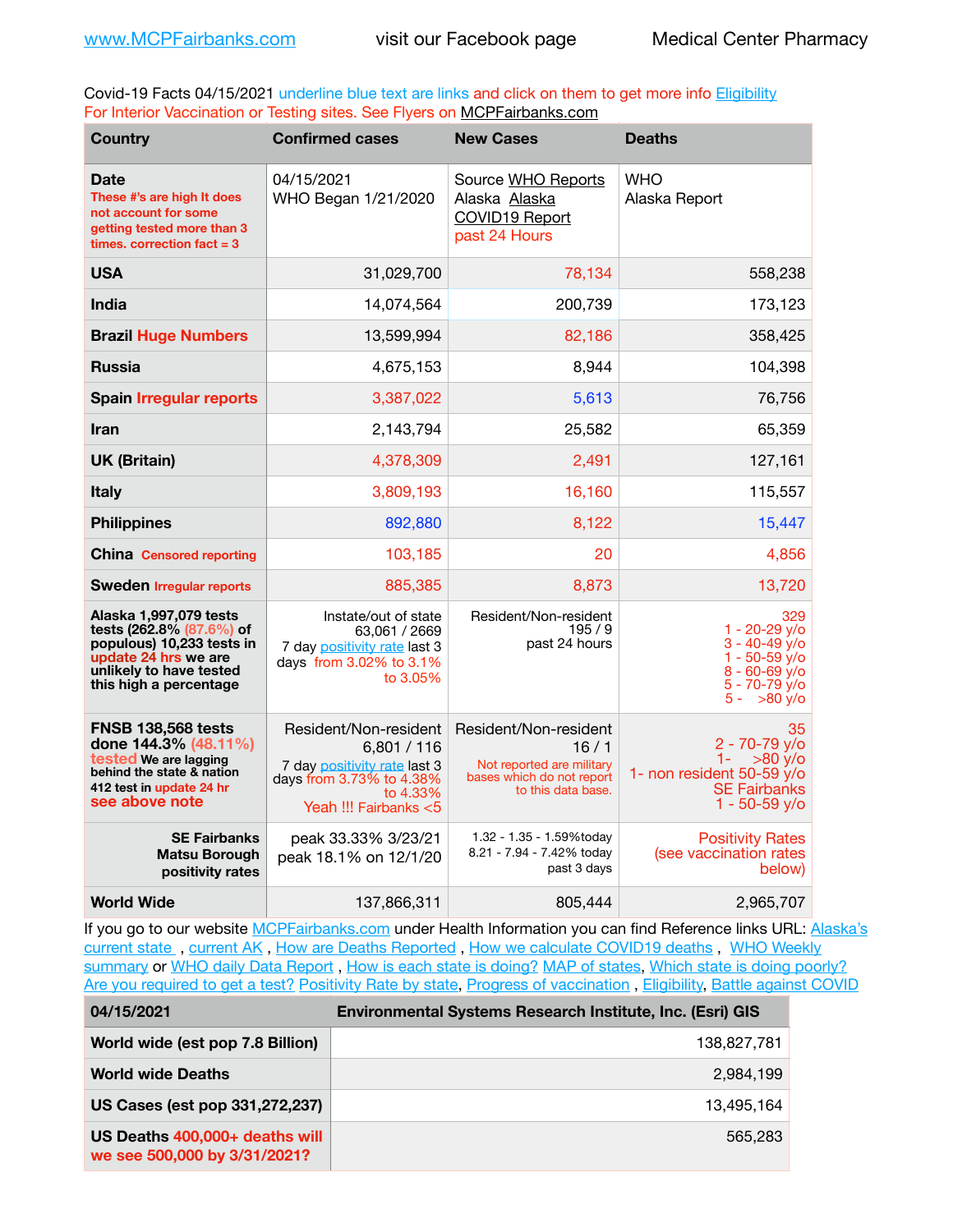www.MCPFairbanks.com visit our Facebook page Medical Center Pharmacy

Covid-19 Facts 04/15/2021 underline blue text are links and click on them to get more info Eligibility
For Interior Vaccination or Testing sites. See Flyers on MCPFairbanks.com

| Country | Confirmed cases | New Cases | Deaths |
|---|---|---|---|
| **Date** These #'s are high It does not account for some getting tested more than 3 times. correction fact = 3 | 04/15/2021 WHO Began 1/21/2020 | Source WHO Reports Alaska Alaska COVID19 Report past 24 Hours | WHO Alaska Report |
| **USA** | 31,029,700 | 78,134 | 558,238 |
| **India** | 14,074,564 | 200,739 | 173,123 |
| **Brazil** Huge Numbers | 13,599,994 | 82,186 | 358,425 |
| **Russia** | 4,675,153 | 8,944 | 104,398 |
| **Spain** Irregular reports | 3,387,022 | 5,613 | 76,756 |
| **Iran** | 2,143,794 | 25,582 | 65,359 |
| **UK (Britain)** | 4,378,309 | 2,491 | 127,161 |
| **Italy** | 3,809,193 | 16,160 | 115,557 |
| **Philippines** | 892,880 | 8,122 | 15,447 |
| **China** Censored reporting | 103,185 | 20 | 4,856 |
| **Sweden** Irregular reports | 885,385 | 8,873 | 13,720 |
| **Alaska 1,997,079 tests tests (262.8% (87.6%) of populous) 10,233 tests in update 24 hrs we are unlikely to have tested this high a percentage** | Instate/out of state 63,061 / 2669 7 day positivity rate last 3 days from 3.02% to 3.1% to 3.05% | Resident/Non-resident 195 / 9 past 24 hours | 329 1 - 20-29 y/o 3 - 40-49 y/o 1 - 50-59 y/o 8 - 60-69 y/o 5 - 70-79 y/o 5 - >80 y/o |
| **FNSB 138,568 tests done 144.3% (48.11%) tested We are lagging behind the state & nation 412 test in update 24 hr see above note** | Resident/Non-resident 6,801 / 116 7 day positivity rate last 3 days from 3.73% to 4.38% to 4.33% Yeah !!! Fairbanks <5 | Resident/Non-resident 16 / 1 Not reported are military bases which do not report to this data base. | 35 2 - 70-79 y/o 1- >80 y/o 1- non resident 50-59 y/o SE Fairbanks 1 - 50-59 y/o |
| **SE Fairbanks Matsu Borough positivity rates** | peak 33.33% 3/23/21 peak 18.1% on 12/1/20 | 1.32 - 1.35 - 1.59%today 8.21 - 7.94 - 7.42% today past 3 days | Positivity Rates (see vaccination rates below) |
| **World Wide** | 137,866,311 | 805,444 | 2,965,707 |

If you go to our website MCPFairbanks.com under Health Information you can find Reference links URL: Alaska's current state , current AK , How are Deaths Reported , How we calculate COVID19 deaths , WHO Weekly summary or WHO daily Data Report , How is each state is doing? MAP of states, Which state is doing poorly? Are you required to get a test? Positivity Rate by state, Progress of vaccination , Eligibility, Battle against COVID

| 04/15/2021 | Environmental Systems Research Institute, Inc. (Esri) GIS |
|---|---|
| **World wide (est pop 7.8 Billion)** | 138,827,781 |
| **World wide Deaths** | 2,984,199 |
| **US Cases (est pop 331,272,237)** | 13,495,164 |
| **US Deaths 400,000+ deaths will we see 500,000 by 3/31/2021?** | 565,283 |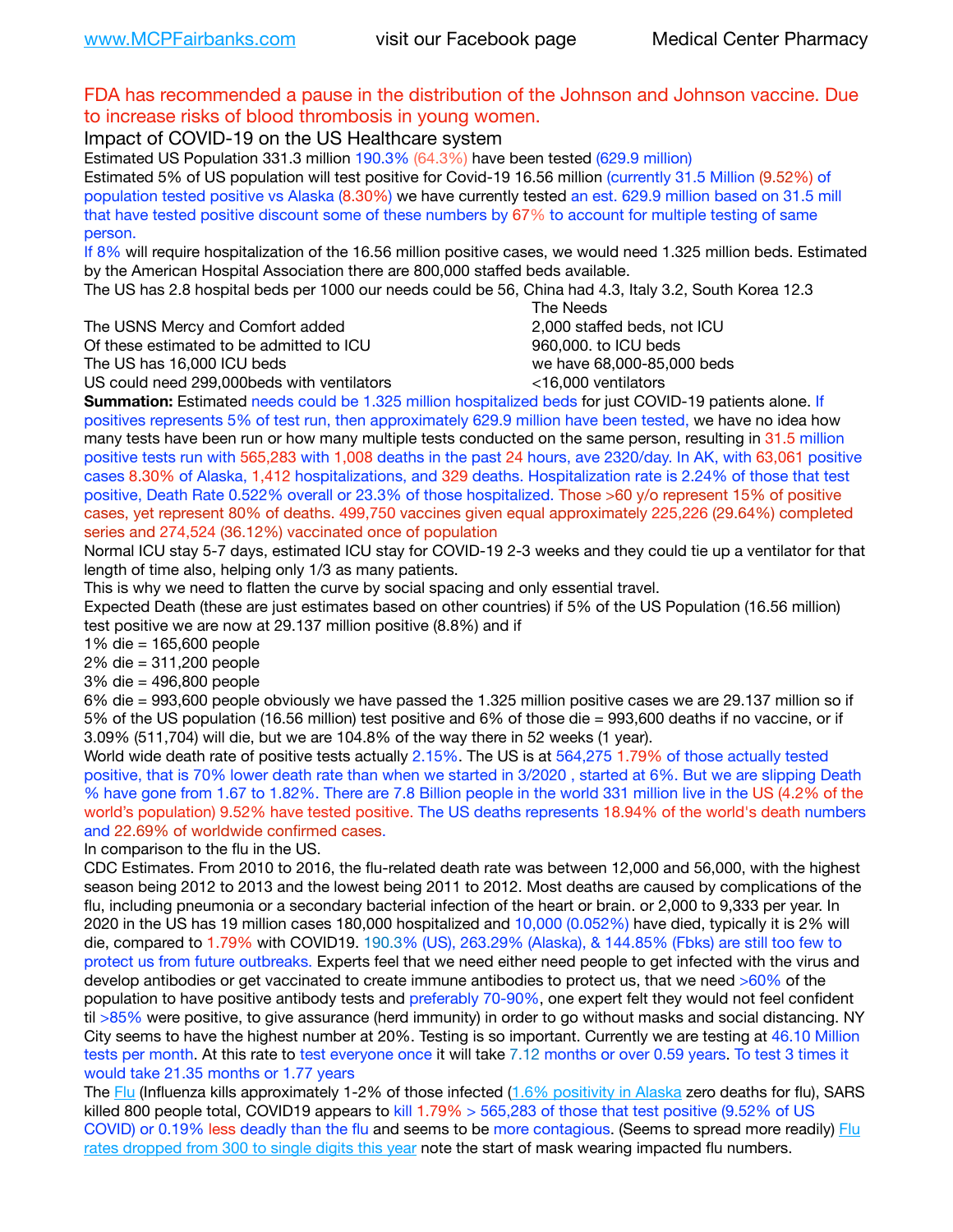FDA has recommended a pause in the distribution of the Johnson and Johnson vaccine. Due to increase risks of blood thrombosis in young women.

Impact of COVID-19 on the US Healthcare system

Estimated US Population 331.3 million 190.3% (64.3%) have been tested (629.9 million)

Estimated 5% of US population will test positive for Covid-19 16.56 million (currently 31.5 Million (9.52%) of population tested positive vs Alaska (8.30%) we have currently tested an est. 629.9 million based on 31.5 mill that have tested positive discount some of these numbers by 67% to account for multiple testing of same person.

If 8% will require hospitalization of the 16.56 million positive cases, we would need 1.325 million beds. Estimated by the American Hospital Association there are 800,000 staffed beds available.

The US has 2.8 hospital beds per 1000 our needs could be 56, China had 4.3, Italy 3.2, South Korea 12.3

| | The Needs |
|---|---|
| The USNS Mercy and Comfort added | 2,000 staffed beds, not ICU |
| Of these estimated to be admitted to ICU | 960,000. to ICU beds |
| The US has 16,000 ICU beds | we have 68,000-85,000 beds |
| US could need 299,000beds with ventilators | <16,000 ventilators |

**Summation:** Estimated needs could be 1.325 million hospitalized beds for just COVID-19 patients alone. If positives represents 5% of test run, then approximately 629.9 million have been tested, we have no idea how many tests have been run or how many multiple tests conducted on the same person, resulting in 31.5 million positive tests run with 565,283 with 1,008 deaths in the past 24 hours, ave 2320/day. In AK, with 63,061 positive cases 8.30% of Alaska, 1,412 hospitalizations, and 329 deaths. Hospitalization rate is 2.24% of those that test positive, Death Rate 0.522% overall or 23.3% of those hospitalized. Those >60 y/o represent 15% of positive cases, yet represent 80% of deaths. 499,750 vaccines given equal approximately 225,226 (29.64%) completed series and 274,524 (36.12%) vaccinated once of population

Normal ICU stay 5-7 days, estimated ICU stay for COVID-19 2-3 weeks and they could tie up a ventilator for that length of time also, helping only 1/3 as many patients.

This is why we need to flatten the curve by social spacing and only essential travel.

Expected Death (these are just estimates based on other countries) if 5% of the US Population (16.56 million) test positive we are now at 29.137 million positive (8.8%) and if

1% die = 165,600 people

2% die = 311,200 people

3% die = 496,800 people

6% die = 993,600 people obviously we have passed the 1.325 million positive cases we are 29.137 million so if 5% of the US population (16.56 million) test positive and 6% of those die = 993,600 deaths if no vaccine, or if 3.09% (511,704) will die, but we are 104.8% of the way there in 52 weeks (1 year).

World wide death rate of positive tests actually 2.15%. The US is at 564,275 1.79% of those actually tested positive, that is 70% lower death rate than when we started in 3/2020 , started at 6%. But we are slipping Death % have gone from 1.67 to 1.82%. There are 7.8 Billion people in the world 331 million live in the US (4.2% of the world's population) 9.52% have tested positive. The US deaths represents 18.94% of the world's death numbers and 22.69% of worldwide confirmed cases.

In comparison to the flu in the US.

CDC Estimates. From 2010 to 2016, the flu-related death rate was between 12,000 and 56,000, with the highest season being 2012 to 2013 and the lowest being 2011 to 2012. Most deaths are caused by complications of the flu, including pneumonia or a secondary bacterial infection of the heart or brain. or 2,000 to 9,333 per year. In 2020 in the US has 19 million cases 180,000 hospitalized and 10,000 (0.052%) have died, typically it is 2% will die, compared to 1.79% with COVID19. 190.3% (US), 263.29% (Alaska), & 144.85% (Fbks) are still too few to protect us from future outbreaks. Experts feel that we need either need people to get infected with the virus and develop antibodies or get vaccinated to create immune antibodies to protect us, that we need >60% of the population to have positive antibody tests and preferably 70-90%, one expert felt they would not feel confident til >85% were positive, to give assurance (herd immunity) in order to go without masks and social distancing. NY City seems to have the highest number at 20%. Testing is so important. Currently we are testing at 46.10 Million tests per month. At this rate to test everyone once it will take 7.12 months or over 0.59 years. To test 3 times it would take 21.35 months or 1.77 years

The Flu (Influenza kills approximately 1-2% of those infected (1.6% positivity in Alaska zero deaths for flu), SARS killed 800 people total, COVID19 appears to kill 1.79% > 565,283 of those that test positive (9.52% of US COVID) or 0.19% less deadly than the flu and seems to be more contagious. (Seems to spread more readily) Flu rates dropped from 300 to single digits this year note the start of mask wearing impacted flu numbers.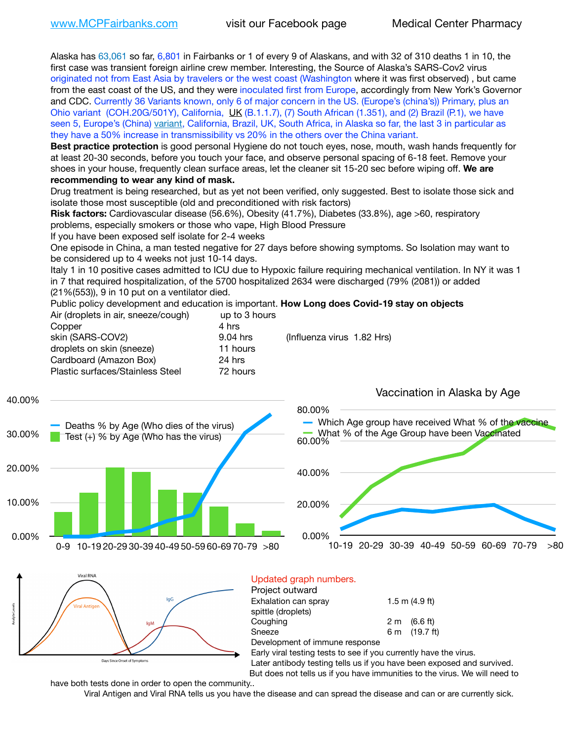www.MCPFairbanks.com visit our Facebook page Medical Center Pharmacy

Alaska has 63,061 so far, 6,801 in Fairbanks or 1 of every 9 of Alaskans, and with 32 of 310 deaths 1 in 10, the first case was transient foreign airline crew member. Interesting, the Source of Alaska's SARS-Cov2 virus originated not from East Asia by travelers or the west coast (Washington where it was first observed) , but came from the east coast of the US, and they were inoculated first from Europe, accordingly from New York's Governor and CDC. Currently 36 Variants known, only 6 of major concern in the US. (Europe's (china's)) Primary, plus an Ohio variant (COH.20G/501Y), California, UK (B.1.1.7), (7) South African (1.351), and (2) Brazil (P.1), we have seen 5, Europe's (China) variant, California, Brazil, UK, South Africa, in Alaska so far, the last 3 in particular as they have a 50% increase in transmissibility vs 20% in the others over the China variant.

**Best practice protection** is good personal Hygiene do not touch eyes, nose, mouth, wash hands frequently for at least 20-30 seconds, before you touch your face, and observe personal spacing of 6-18 feet. Remove your shoes in your house, frequently clean surface areas, let the cleaner sit 15-20 sec before wiping off. **We are recommending to wear any kind of mask.**

Drug treatment is being researched, but as yet not been verified, only suggested. Best to isolate those sick and isolate those most susceptible (old and preconditioned with risk factors)

**Risk factors:** Cardiovascular disease (56.6%), Obesity (41.7%), Diabetes (33.8%), age >60, respiratory problems, especially smokers or those who vape, High Blood Pressure

If you have been exposed self isolate for 2-4 weeks

One episode in China, a man tested negative for 27 days before showing symptoms. So Isolation may want to be considered up to 4 weeks not just 10-14 days.

Italy 1 in 10 positive cases admitted to ICU due to Hypoxic failure requiring mechanical ventilation. In NY it was 1 in 7 that required hospitalization, of the 5700 hospitalized 2634 were discharged (79% (2081)) or added (21%(553)), 9 in 10 put on a ventilator died.

Public policy development and education is important. **How Long does Covid-19 stay on objects**

| | | |
|---|---|---|
| Air (droplets in air, sneeze/cough) | up to 3 hours | |
| Copper | 4 hrs | |
| skin (SARS-COV2) | 9.04 hrs | (Influenza virus 1.82 Hrs) |
| droplets on skin (sneeze) | 11 hours | |
| Cardboard (Amazon Box) | 24 hrs | |
| Plastic surfaces/Stainless Steel | 72 hours | |

Updated graph numbers.

Project outward

| | |
|---|---|
| Exhalation can spray spittle (droplets) | 1.5 m (4.9 ft) |
| Coughing | 2 m (6.6 ft) |
| Sneeze | 6 m (19.7 ft) |

Development of immune response

Early viral testing tests to see if you currently have the virus.

Later antibody testing tells us if you have been exposed and survived.

But does not tells us if you have immunities to the virus. We will need to have both tests done in order to open the community..

Viral Antigen and Viral RNA tells us you have the disease and can spread the disease and can or are currently sick.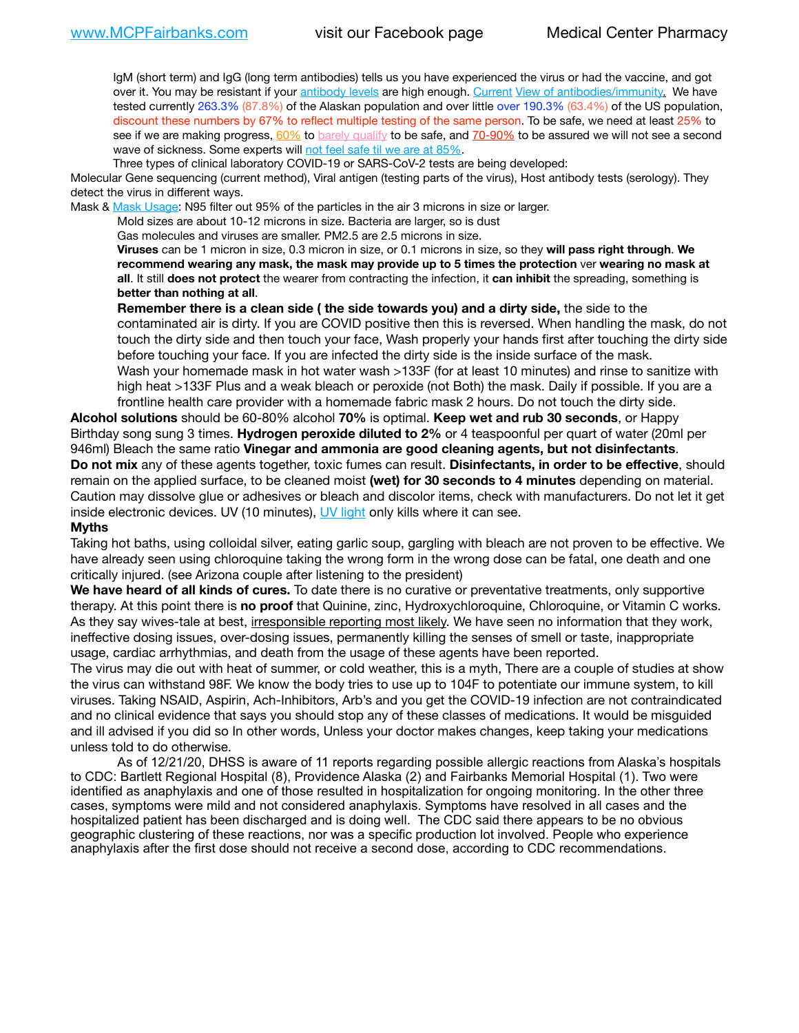IgM (short term) and IgG (long term antibodies) tells us you have experienced the virus or had the vaccine, and got over it. You may be resistant if your antibody levels are high enough. Current View of antibodies/immunity. We have tested currently 263.3% (87.8%) of the Alaskan population and over little over 190.3% (63.4%) of the US population, discount these numbers by 67% to reflect multiple testing of the same person. To be safe, we need at least 25% to see if we are making progress, 60% to barely qualify to be safe, and 70-90% to be assured we will not see a second wave of sickness. Some experts will not feel safe til we are at 85%.

Three types of clinical laboratory COVID-19 or SARS-CoV-2 tests are being developed:

Molecular Gene sequencing (current method), Viral antigen (testing parts of the virus), Host antibody tests (serology). They detect the virus in different ways.

Mask & Mask Usage: N95 filter out 95% of the particles in the air 3 microns in size or larger.

Mold sizes are about 10-12 microns in size. Bacteria are larger, so is dust

Gas molecules and viruses are smaller. PM2.5 are 2.5 microns in size.

**Viruses** can be 1 micron in size, 0.3 micron in size, or 0.1 microns in size, so they **will pass right through**. **We recommend wearing any mask, the mask may provide up to 5 times the protection** ver **wearing no mask at all**. It still **does not protect** the wearer from contracting the infection, it **can inhibit** the spreading, something is **better than nothing at all**.

**Remember there is a clean side ( the side towards you) and a dirty side,** the side to the contaminated air is dirty. If you are COVID positive then this is reversed. When handling the mask, do not touch the dirty side and then touch your face, Wash properly your hands first after touching the dirty side before touching your face. If you are infected the dirty side is the inside surface of the mask.

Wash your homemade mask in hot water wash >133F (for at least 10 minutes) and rinse to sanitize with high heat >133F Plus and a weak bleach or peroxide (not Both) the mask. Daily if possible. If you are a frontline health care provider with a homemade fabric mask 2 hours. Do not touch the dirty side.

**Alcohol solutions** should be 60-80% alcohol **70%** is optimal. **Keep wet and rub 30 seconds**, or Happy Birthday song sung 3 times. **Hydrogen peroxide diluted to 2%** or 4 teaspoonful per quart of water (20ml per 946ml) Bleach the same ratio **Vinegar and ammonia are good cleaning agents, but not disinfectants**.

**Do not mix** any of these agents together, toxic fumes can result. **Disinfectants, in order to be effective**, should remain on the applied surface, to be cleaned moist **(wet) for 30 seconds to 4 minutes** depending on material. Caution may dissolve glue or adhesives or bleach and discolor items, check with manufacturers. Do not let it get inside electronic devices. UV (10 minutes), UV light only kills where it can see.

**Myths**

Taking hot baths, using colloidal silver, eating garlic soup, gargling with bleach are not proven to be effective. We have already seen using chloroquine taking the wrong form in the wrong dose can be fatal, one death and one critically injured. (see Arizona couple after listening to the president)

**We have heard of all kinds of cures.** To date there is no curative or preventative treatments, only supportive therapy. At this point there is **no proof** that Quinine, zinc, Hydroxychloroquine, Chloroquine, or Vitamin C works. As they say wives-tale at best, irresponsible reporting most likely. We have seen no information that they work, ineffective dosing issues, over-dosing issues, permanently killing the senses of smell or taste, inappropriate usage, cardiac arrhythmias, and death from the usage of these agents have been reported.

The virus may die out with heat of summer, or cold weather, this is a myth, There are a couple of studies at show the virus can withstand 98F. We know the body tries to use up to 104F to potentiate our immune system, to kill viruses. Taking NSAID, Aspirin, Ach-Inhibitors, Arb's and you get the COVID-19 infection are not contraindicated and no clinical evidence that says you should stop any of these classes of medications. It would be misguided and ill advised if you did so In other words, Unless your doctor makes changes, keep taking your medications unless told to do otherwise.

As of 12/21/20, DHSS is aware of 11 reports regarding possible allergic reactions from Alaska's hospitals to CDC: Bartlett Regional Hospital (8), Providence Alaska (2) and Fairbanks Memorial Hospital (1). Two were identified as anaphylaxis and one of those resulted in hospitalization for ongoing monitoring. In the other three cases, symptoms were mild and not considered anaphylaxis. Symptoms have resolved in all cases and the hospitalized patient has been discharged and is doing well. The CDC said there appears to be no obvious geographic clustering of these reactions, nor was a specific production lot involved. People who experience anaphylaxis after the first dose should not receive a second dose, according to CDC recommendations.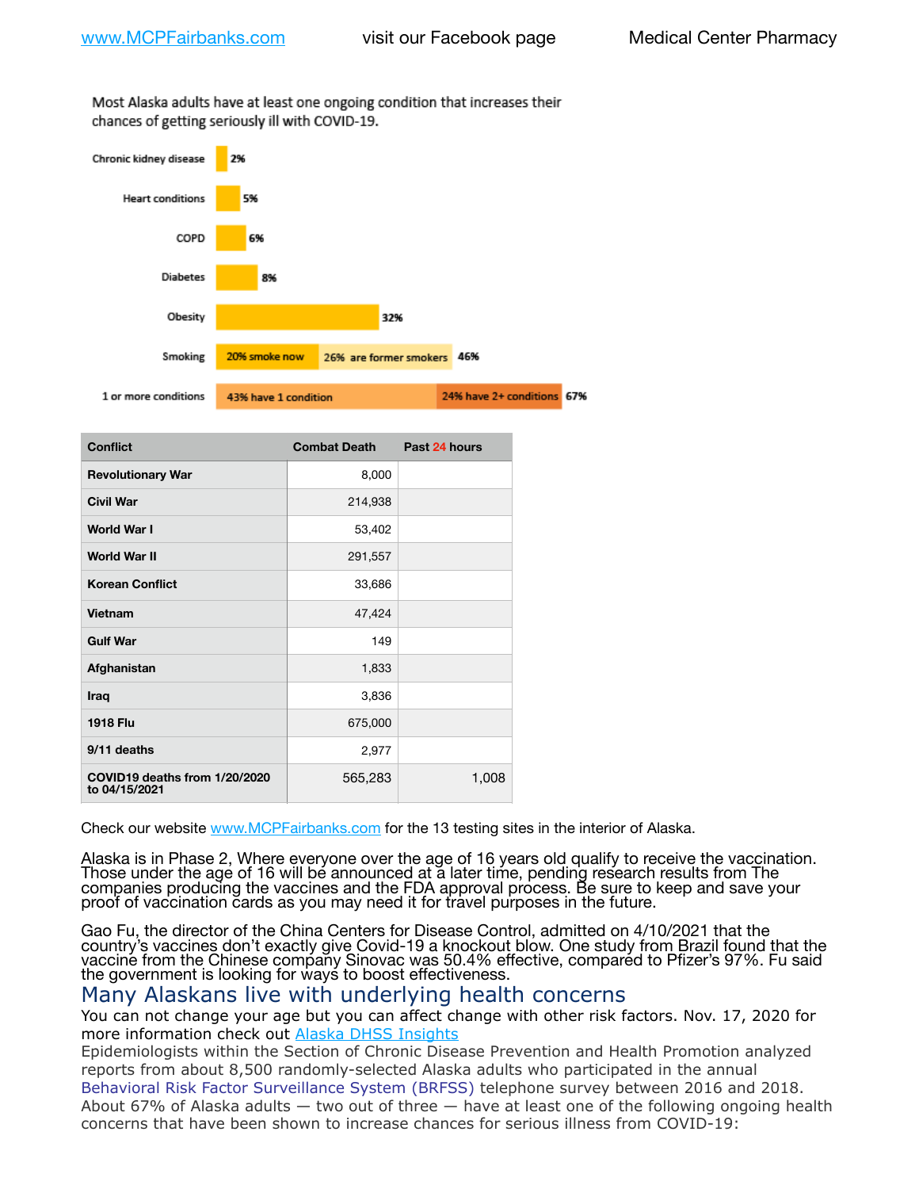Most Alaska adults have at least one ongoing condition that increases their chances of getting seriously ill with COVID-19.

| Condition | Percentage |
|---|---|
| Chronic kidney disease | 2% |
| Heart conditions | 5% |
| COPD | 6% |
| Diabetes | 8% |
| Obesity | 32% |
| Smoking | 20% smoke now, 26% are former smokers — 46% |
| 1 or more conditions | 43% have 1 condition, 24% have 2+ conditions — 67% |

| Conflict | Combat Death | Past 24 hours |
|---|---|---|
| Revolutionary War | 8,000 | |
| Civil War | 214,938 | |
| World War I | 53,402 | |
| World War II | 291,557 | |
| Korean Conflict | 33,686 | |
| Vietnam | 47,424 | |
| Gulf War | 149 | |
| Afghanistan | 1,833 | |
| Iraq | 3,836 | |
| 1918 Flu | 675,000 | |
| 9/11 deaths | 2,977 | |
| COVID19 deaths from 1/20/2020 to 04/15/2021 | 565,283 | 1,008 |

Check our website www.MCPFairbanks.com for the 13 testing sites in the interior of Alaska.

Alaska is in Phase 2, Where everyone over the age of 16 years old qualify to receive the vaccination. Those under the age of 16 will be announced at a later time, pending research results from The companies producing the vaccines and the FDA approval process. Be sure to keep and save your proof of vaccination cards as you may need it for travel purposes in the future.

Gao Fu, the director of the China Centers for Disease Control, admitted on 4/10/2021 that the country's vaccines don't exactly give Covid-19 a knockout blow. One study from Brazil found that the vaccine from the Chinese company Sinovac was 50.4% effective, compared to Pfizer's 97%. Fu said the government is looking for ways to boost effectiveness.

## Many Alaskans live with underlying health concerns

You can not change your age but you can affect change with other risk factors. Nov. 17, 2020 for more information check out Alaska DHSS Insights

Epidemiologists within the Section of Chronic Disease Prevention and Health Promotion analyzed reports from about 8,500 randomly-selected Alaska adults who participated in the annual Behavioral Risk Factor Surveillance System (BRFSS) telephone survey between 2016 and 2018. About 67% of Alaska adults — two out of three — have at least one of the following ongoing health concerns that have been shown to increase chances for serious illness from COVID-19: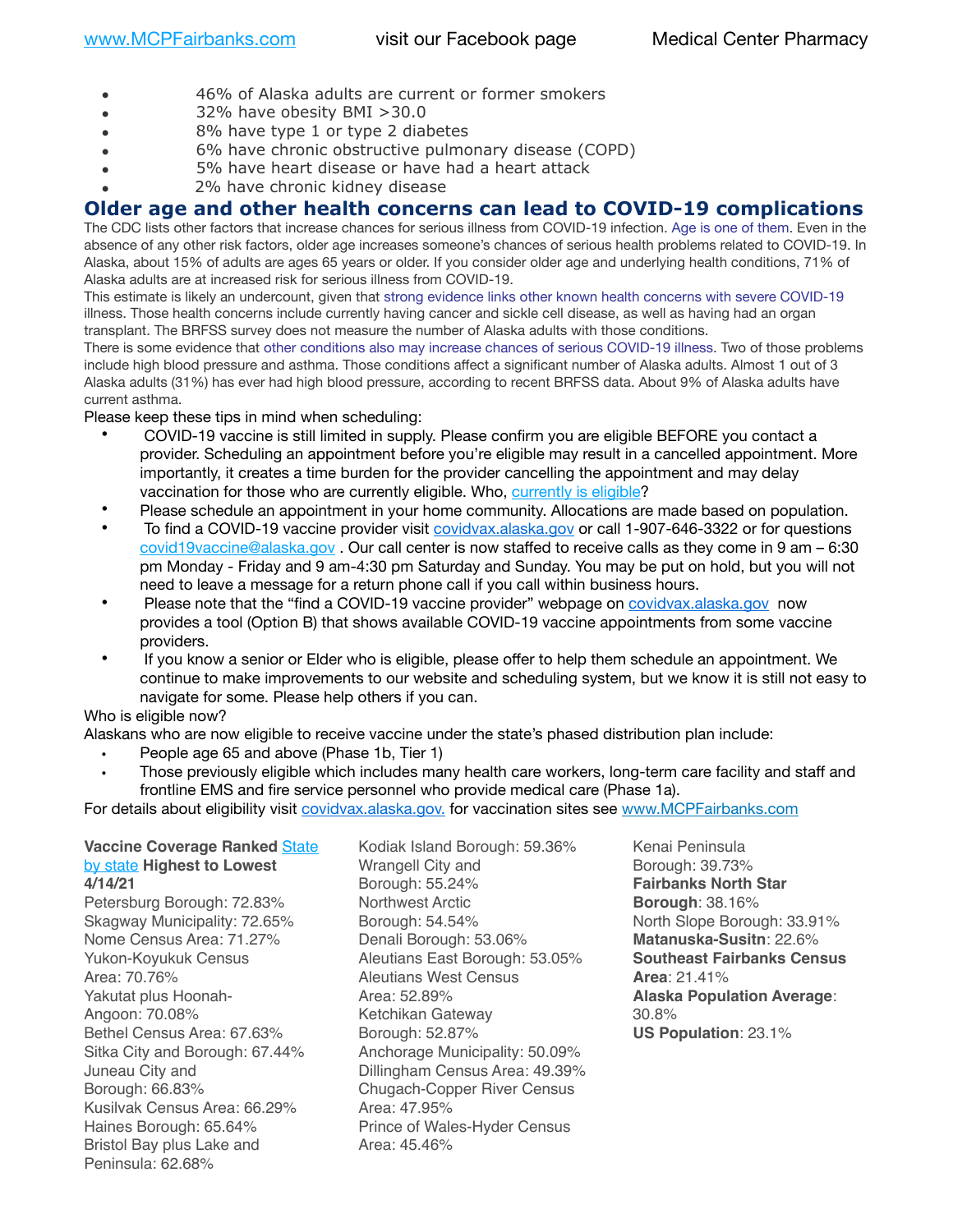- 46% of Alaska adults are current or former smokers
- 32% have obesity BMI >30.0
- 8% have type 1 or type 2 diabetes
- 6% have chronic obstructive pulmonary disease (COPD)
- 5% have heart disease or have had a heart attack
- 2% have chronic kidney disease

## Older age and other health concerns can lead to COVID-19 complications

The CDC lists other factors that increase chances for serious illness from COVID-19 infection. Age is one of them. Even in the absence of any other risk factors, older age increases someone's chances of serious health problems related to COVID-19. In Alaska, about 15% of adults are ages 65 years or older. If you consider older age and underlying health conditions, 71% of Alaska adults are at increased risk for serious illness from COVID-19.

This estimate is likely an undercount, given that strong evidence links other known health concerns with severe COVID-19 illness. Those health concerns include currently having cancer and sickle cell disease, as well as having had an organ transplant. The BRFSS survey does not measure the number of Alaska adults with those conditions.

There is some evidence that other conditions also may increase chances of serious COVID-19 illness. Two of those problems include high blood pressure and asthma. Those conditions affect a significant number of Alaska adults. Almost 1 out of 3 Alaska adults (31%) has ever had high blood pressure, according to recent BRFSS data. About 9% of Alaska adults have current asthma.

Please keep these tips in mind when scheduling:

- COVID-19 vaccine is still limited in supply. Please confirm you are eligible BEFORE you contact a provider. Scheduling an appointment before you're eligible may result in a cancelled appointment. More importantly, it creates a time burden for the provider cancelling the appointment and may delay vaccination for those who are currently eligible. Who, currently is eligible?
- Please schedule an appointment in your home community. Allocations are made based on population.
- To find a COVID-19 vaccine provider visit covidvax.alaska.gov or call 1-907-646-3322 or for questions covid19vaccine@alaska.gov . Our call center is now staffed to receive calls as they come in 9 am – 6:30 pm Monday - Friday and 9 am-4:30 pm Saturday and Sunday. You may be put on hold, but you will not need to leave a message for a return phone call if you call within business hours.
- Please note that the "find a COVID-19 vaccine provider" webpage on covidvax.alaska.gov now provides a tool (Option B) that shows available COVID-19 vaccine appointments from some vaccine providers.
- If you know a senior or Elder who is eligible, please offer to help them schedule an appointment. We continue to make improvements to our website and scheduling system, but we know it is still not easy to navigate for some. Please help others if you can.

Who is eligible now?

Alaskans who are now eligible to receive vaccine under the state's phased distribution plan include:

- People age 65 and above (Phase 1b, Tier 1)
- Those previously eligible which includes many health care workers, long-term care facility and staff and frontline EMS and fire service personnel who provide medical care (Phase 1a).

For details about eligibility visit covidvax.alaska.gov. for vaccination sites see www.MCPFairbanks.com

**Vaccine Coverage Ranked** State by state **Highest to Lowest 4/14/21**

Petersburg Borough: 72.83%
Skagway Municipality: 72.65%
Nome Census Area: 71.27%
Yukon-Koyukuk Census Area: 70.76%
Yakutat plus Hoonah-Angoon: 70.08%
Bethel Census Area: 67.63%
Sitka City and Borough: 67.44%
Juneau City and Borough: 66.83%
Kusilvak Census Area: 66.29%
Haines Borough: 65.64%
Bristol Bay plus Lake and Peninsula: 62.68%
Kodiak Island Borough: 59.36%
Wrangell City and Borough: 55.24%
Northwest Arctic Borough: 54.54%
Denali Borough: 53.06%
Aleutians East Borough: 53.05%
Aleutians West Census Area: 52.89%
Ketchikan Gateway Borough: 52.87%
Anchorage Municipality: 50.09%
Dillingham Census Area: 49.39%
Chugach-Copper River Census Area: 47.95%
Prince of Wales-Hyder Census Area: 45.46%
Kenai Peninsula Borough: 39.73%
**Fairbanks North Star Borough**: 38.16%
North Slope Borough: 33.91%
**Matanuska-Susitn**: 22.6%
**Southeast Fairbanks Census Area**: 21.41%
**Alaska Population Average**: 30.8%
**US Population**: 23.1%